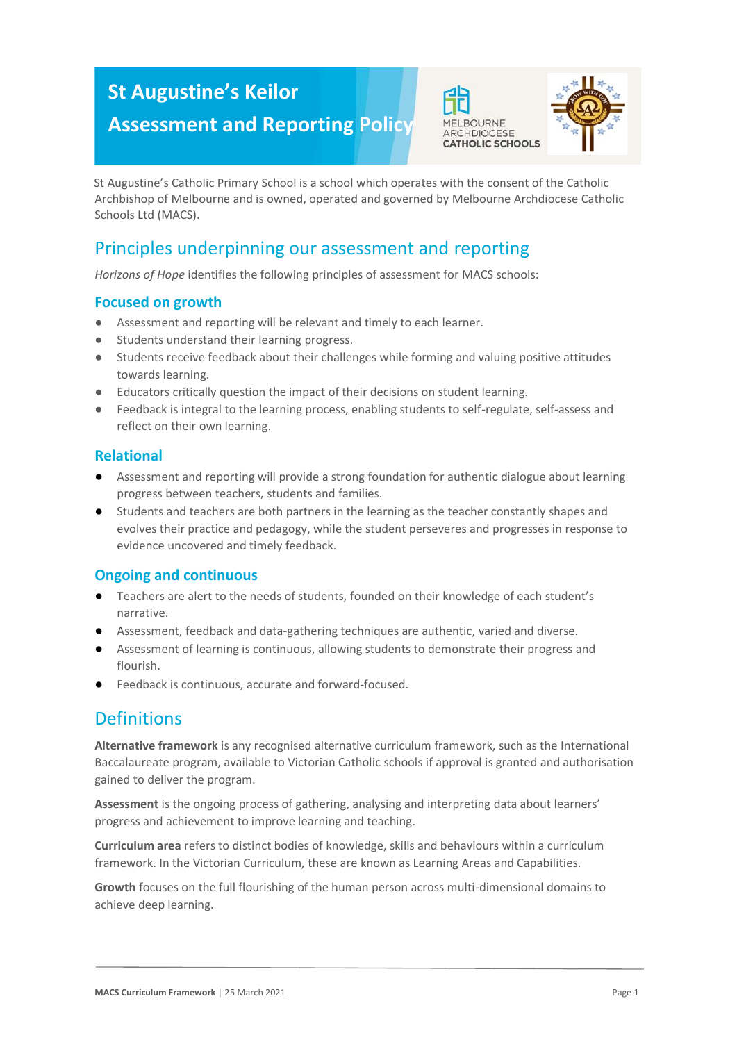# St Augustine's Keilor Assessment and Reporting Policy

St Augustine's Catholic Primary School is a school which operates with the consent of the Catholic Archbishop of Melbourne and is owned, operated and governed by Melbourne Archdiocese Catholic Schools Ltd (MACS).

## Principles underpinning our assessment and reporting

*Horizons of Hope* identifies the following principles of assessment for MACS schools:

### Focused on growth

- Assessment and reporting will be relevant and timely to each learner.
- Students understand their learning progress.
- Students receive feedback about their challenges while forming and valuing positive attitudes towards learning.
- Educators critically question the impact of their decisions on student learning.
- Feedback is integral to the learning process, enabling students to self-regulate, self-assess and reflect on their own learning.

### Relational

- Assessment and reporting will provide a strong foundation for authentic dialogue about learning progress between teachers, students and families.
- Students and teachers are both partners in the learning as the teacher constantly shapes and evolves their practice and pedagogy, while the student perseveres and progresses in response to evidence uncovered and timely feedback.

### Ongoing and continuous

- Teachers are alert to the needs of students, founded on their knowledge of each student's narrative.
- Assessment, feedback and data-gathering techniques are authentic, varied and diverse.
- Assessment of learning is continuous, allowing students to demonstrate their progress and flourish.
- Feedback is continuous, accurate and forward-focused.

## Definitions

**Alternative framework** is any recognised alternative curriculum framework, such as the International Baccalaureate program, available to Victorian Catholic schools if approval is granted and authorisation gained to deliver the program.

**Assessment** is the ongoing process of gathering, analysing and interpreting data about learners' progress and achievement to improve learning and teaching.

**Curriculum area** refers to distinct bodies of knowledge, skills and behaviours within a curriculum framework. In the Victorian Curriculum, these are known as Learning Areas and Capabilities.

**Growth** focuses on the full flourishing of the human person across multi-dimensional domains to achieve deep learning.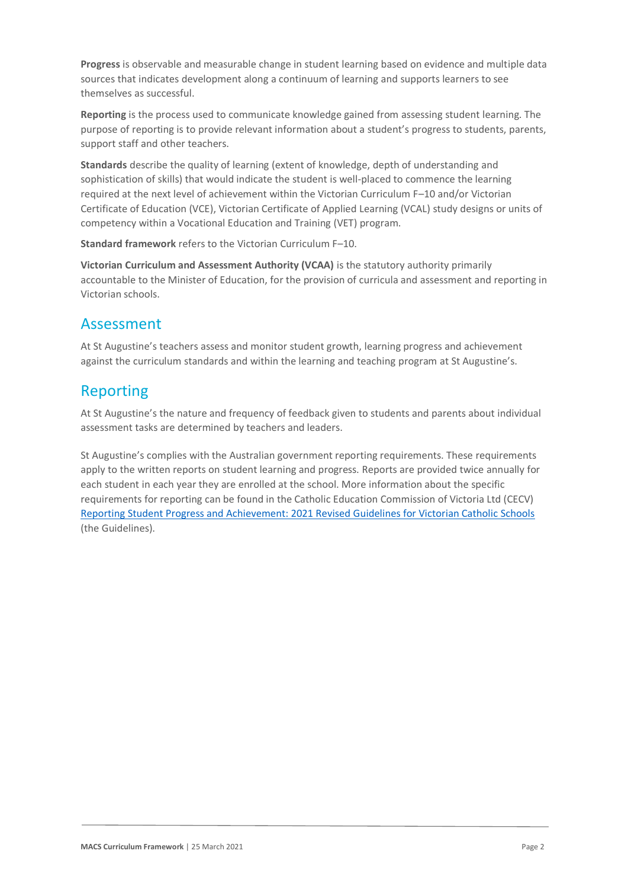**Progress** is observable and measurable change in student learning based on evidence and multiple data sources that indicates development along a continuum of learning and supports learners to see themselves as successful.

**Reporting** is the process used to communicate knowledge gained from assessing student learning. The purpose of reporting is to provide relevant information about a student's progress to students, parents, support staff and other teachers.

**Standards** describe the quality of learning (extent of knowledge, depth of understanding and sophistication of skills) that would indicate the student is well-placed to commence the learning required at the next level of achievement within the Victorian Curriculum F–10 and/or Victorian Certificate of Education (VCE), Victorian Certificate of Applied Learning (VCAL) study designs or units of competency within a Vocational Education and Training (VET) program.

**Standard framework** refers to the Victorian Curriculum F–10.

**Victorian Curriculum and Assessment Authority (VCAA)** is the statutory authority primarily accountable to the Minister of Education, for the provision of curricula and assessment and reporting in Victorian schools.

## Assessment

At St Augustine's teachers assess and monitor student growth, learning progress and achievement against the curriculum standards and within the learning and teaching program at St Augustine's.

## Reporting

At St Augustine's the nature and frequency of feedback given to students and parents about individual assessment tasks are determined by teachers and leaders.

St Augustine's complies with the Australian government reporting requirements. These requirements apply to the written reports on student learning and progress. Reports are provided twice annually for each student in each year they are enrolled at the school. More information about the specific requirements for reporting can be found in the Catholic Education Commission of Victoria Ltd (CECV) Reporting Student Progress and Achievement: 2021 Revised Guidelines for Victorian Catholic Schools (the Guidelines).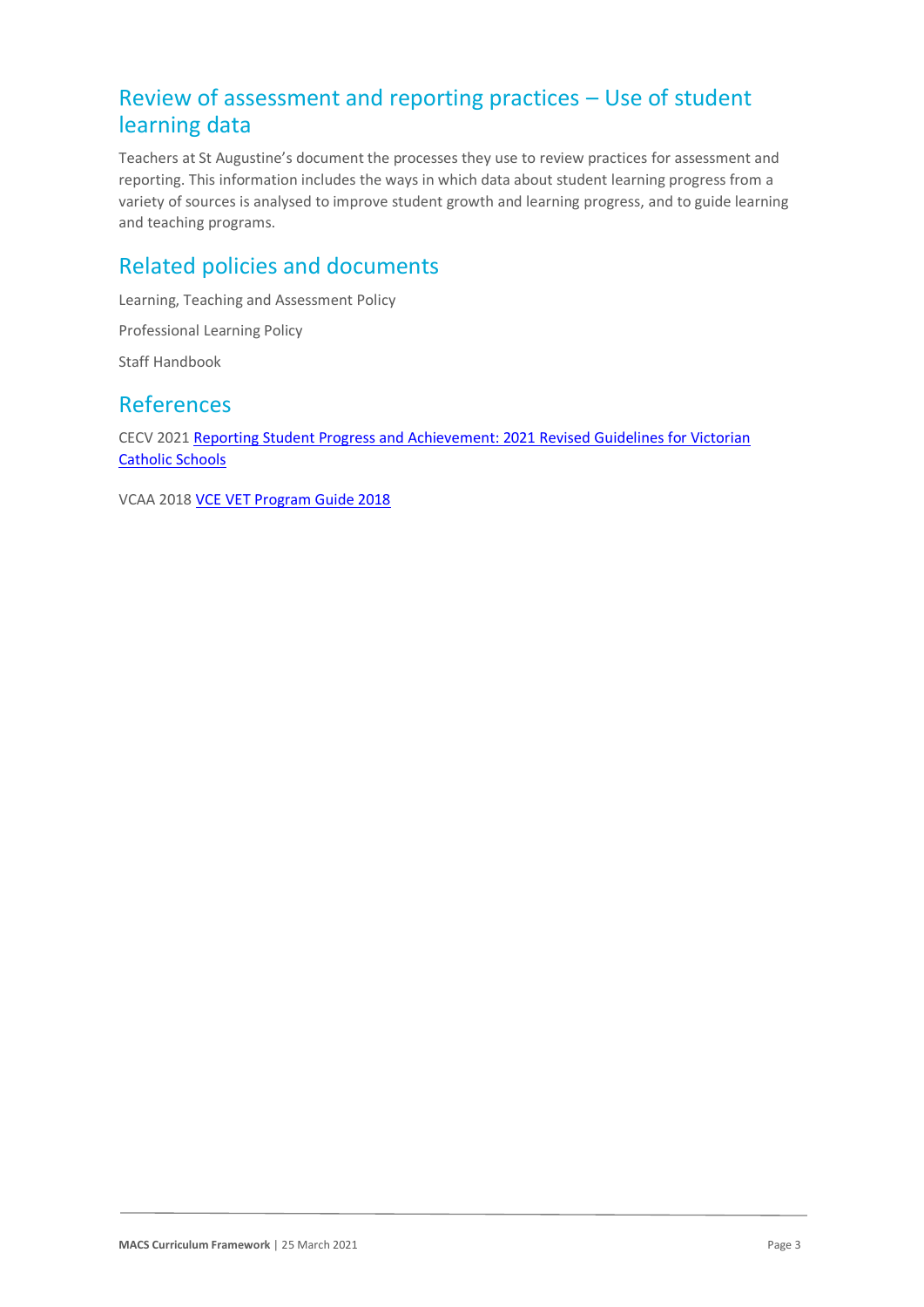## Review of assessment and reporting practices – Use of student learning data

Teachers at St Augustine's document the processes they use to review practices for assessment and reporting. This information includes the ways in which data about student learning progress from a variety of sources is analysed to improve student growth and learning progress, and to guide learning and teaching programs.

## Related policies and documents

Learning, Teaching and Assessment Policy

Professional Learning Policy

Staff Handbook

## References

CECV 2021 Reporting Student Progress and Achievement: 2021 Revised Guidelines for Victorian Catholic Schools

VCAA 2018 VCE VET Program Guide 2018